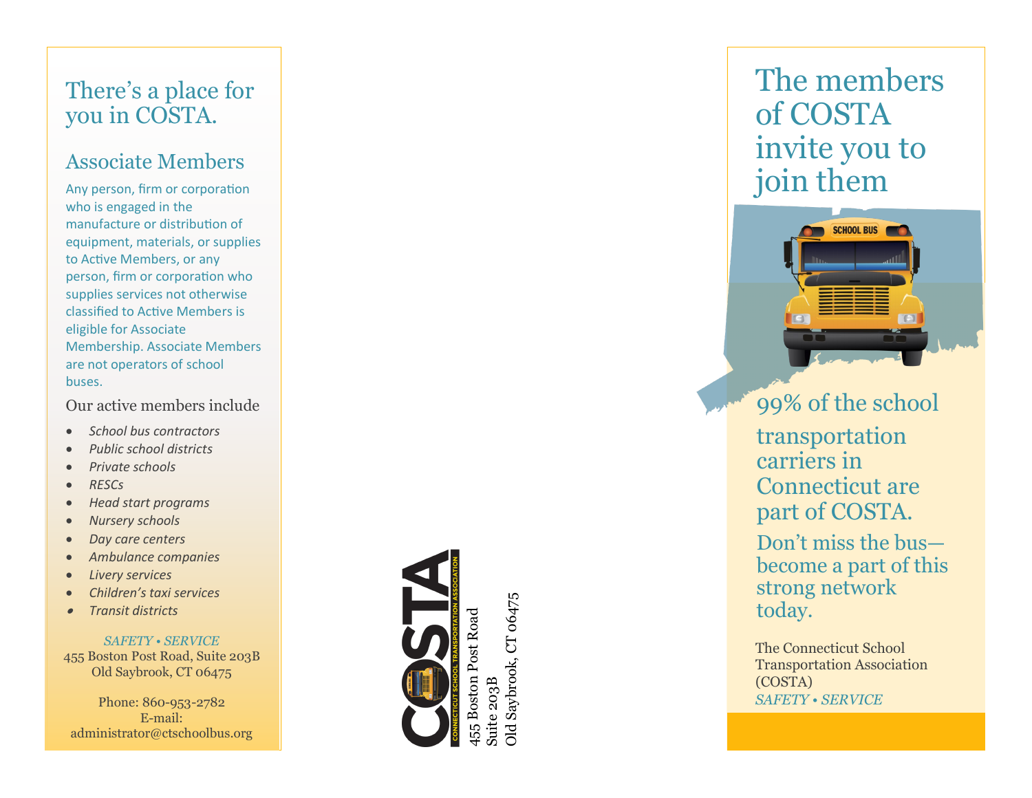# There's a place for you in COSTA.

## Associate Members

Any person, firm or corporation who is engaged in the manufacture or distribution of equipment, materials, or supplies to Active Members, or any person, firm or corporation who supplies services not otherwise classified to Active Members is eligible for Associate Membership. Associate Members are not operators of school buses.

Our active members include

- *School bus contractors*
- *Public school districts*
- *Private schools*
- *RESCs*
- *Head start programs*
- *Nursery schools*
- *Day care centers*
- *Ambulance companies*
- *Livery services*
- *Children's taxi services*
- *Transit districts*

*SAFETY • SERVICE*
455 Boston Post Road, Suite 203B
Old Saybrook, CT 06475

Phone: 860-953-2782
E-mail:
administrator@ctschoolbus.org

COSTA
CONNECTICUT SCHOOL TRANSPORTATION ASSOCIATION

455 Boston Post Road
Suite 203B
Old Saybrook, CT 06475

# The members of COSTA invite you to join them

99% of the school transportation carriers in Connecticut are part of COSTA.

Don't miss the bus—become a part of this strong network today.

The Connecticut School Transportation Association (COSTA)
*SAFETY • SERVICE*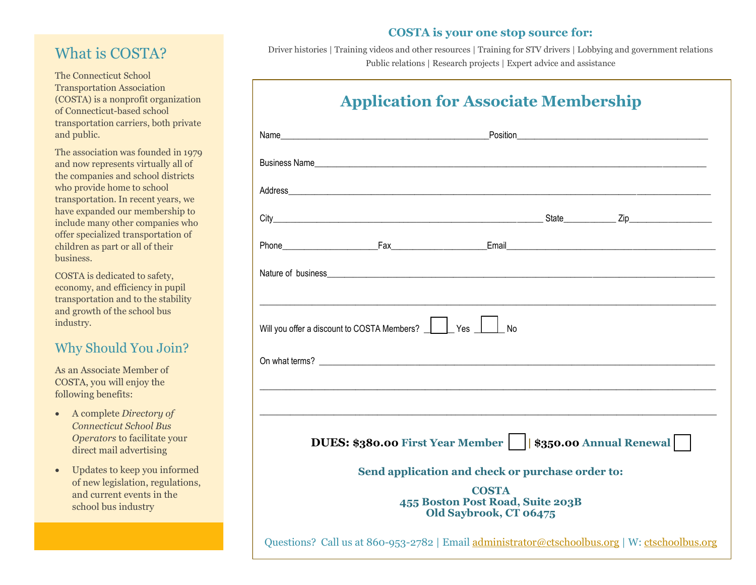## What is COSTA?

The Connecticut School Transportation Association (COSTA) is a nonprofit organization of Connecticut-based school transportation carriers, both private and public.

The association was founded in 1979 and now represents virtually all of the companies and school districts who provide home to school transportation. In recent years, we have expanded our membership to include many other companies who offer specialized transportation of children as part or all of their business.

COSTA is dedicated to safety, economy, and efficiency in pupil transportation and to the stability and growth of the school bus industry.

## Why Should You Join?

As an Associate Member of COSTA, you will enjoy the following benefits:

- A complete *Directory of Connecticut School Bus Operators* to facilitate your direct mail advertising
- Updates to keep you informed of new legislation, regulations, and current events in the school bus industry

### COSTA is your one stop source for:

Driver histories | Training videos and other resources | Training for STV drivers | Lobbying and government relations
Public relations | Research projects | Expert advice and assistance

# Application for Associate Membership

Name__________________________________________Position______________________________________

Business Name______________________________________________________________________________

Address____________________________________________________________________________________

City______________________________________________________ State___________ Zip_________________

Phone____________________Fax____________________Email___________________________________________

Nature of business____________________________________________________________________________

_______________________________________________________________________________________________

Will you offer a discount to COSTA Members? ☐ Yes ☐ No

On what terms? _______________________________________________________________________________

_______________________________________________________________________________________________

_______________________________________________________________________________________________

**DUES: $380.00 First Year Member** ☐ | **$350.00 Annual Renewal** ☐

**Send application and check or purchase order to:**

**COSTA**
**455 Boston Post Road, Suite 203B**
**Old Saybrook, CT 06475**

Questions? Call us at 860-953-2782 | Email administrator@ctschoolbus.org | W: ctschoolbus.org